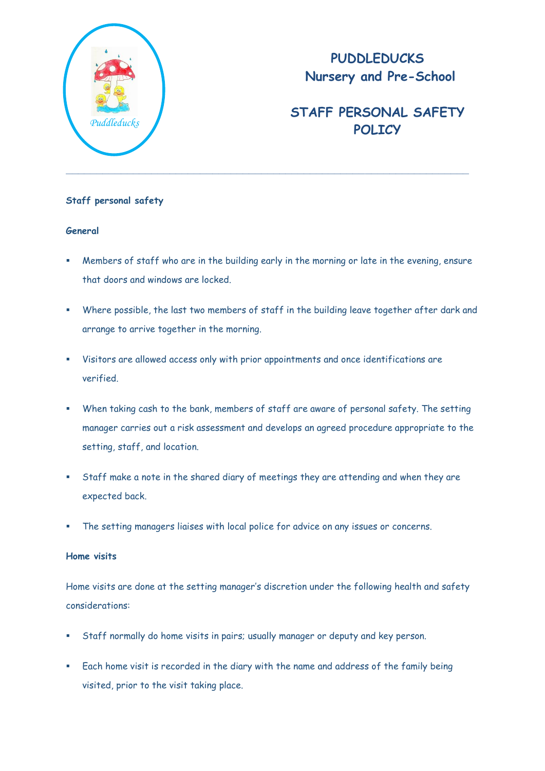# PUDDLEDUCKS
## Nursery and Pre-School

## STAFF PERSONAL SAFETY POLICY

---

**Staff personal safety**

**General**

- Members of staff who are in the building early in the morning or late in the evening, ensure that doors and windows are locked.
- Where possible, the last two members of staff in the building leave together after dark and arrange to arrive together in the morning.
- Visitors are allowed access only with prior appointments and once identifications are verified.
- When taking cash to the bank, members of staff are aware of personal safety. The setting manager carries out a risk assessment and develops an agreed procedure appropriate to the setting, staff, and location.
- Staff make a note in the shared diary of meetings they are attending and when they are expected back.
- The setting managers liaises with local police for advice on any issues or concerns.

**Home visits**

Home visits are done at the setting manager's discretion under the following health and safety considerations:

- Staff normally do home visits in pairs; usually manager or deputy and key person.
- Each home visit is recorded in the diary with the name and address of the family being visited, prior to the visit taking place.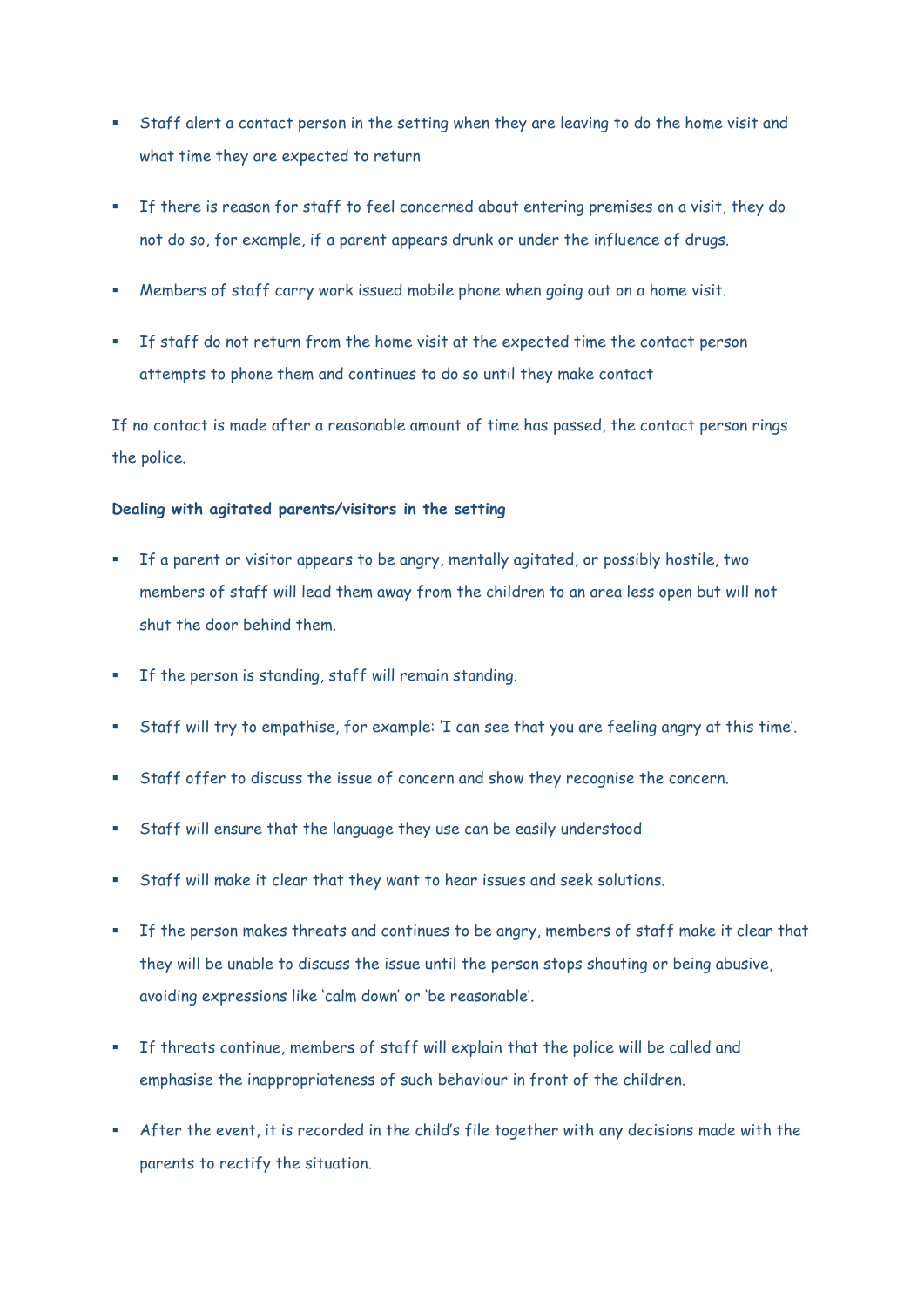- Staff alert a contact person in the setting when they are leaving to do the home visit and what time they are expected to return
- If there is reason for staff to feel concerned about entering premises on a visit, they do not do so, for example, if a parent appears drunk or under the influence of drugs.
- Members of staff carry work issued mobile phone when going out on a home visit.
- If staff do not return from the home visit at the expected time the contact person attempts to phone them and continues to do so until they make contact

If no contact is made after a reasonable amount of time has passed, the contact person rings the police.

**Dealing with agitated parents/visitors in the setting**

- If a parent or visitor appears to be angry, mentally agitated, or possibly hostile, two members of staff will lead them away from the children to an area less open but will not shut the door behind them.
- If the person is standing, staff will remain standing.
- Staff will try to empathise, for example: 'I can see that you are feeling angry at this time'.
- Staff offer to discuss the issue of concern and show they recognise the concern.
- Staff will ensure that the language they use can be easily understood
- Staff will make it clear that they want to hear issues and seek solutions.
- If the person makes threats and continues to be angry, members of staff make it clear that they will be unable to discuss the issue until the person stops shouting or being abusive, avoiding expressions like 'calm down' or 'be reasonable'.
- If threats continue, members of staff will explain that the police will be called and emphasise the inappropriateness of such behaviour in front of the children.
- After the event, it is recorded in the child's file together with any decisions made with the parents to rectify the situation.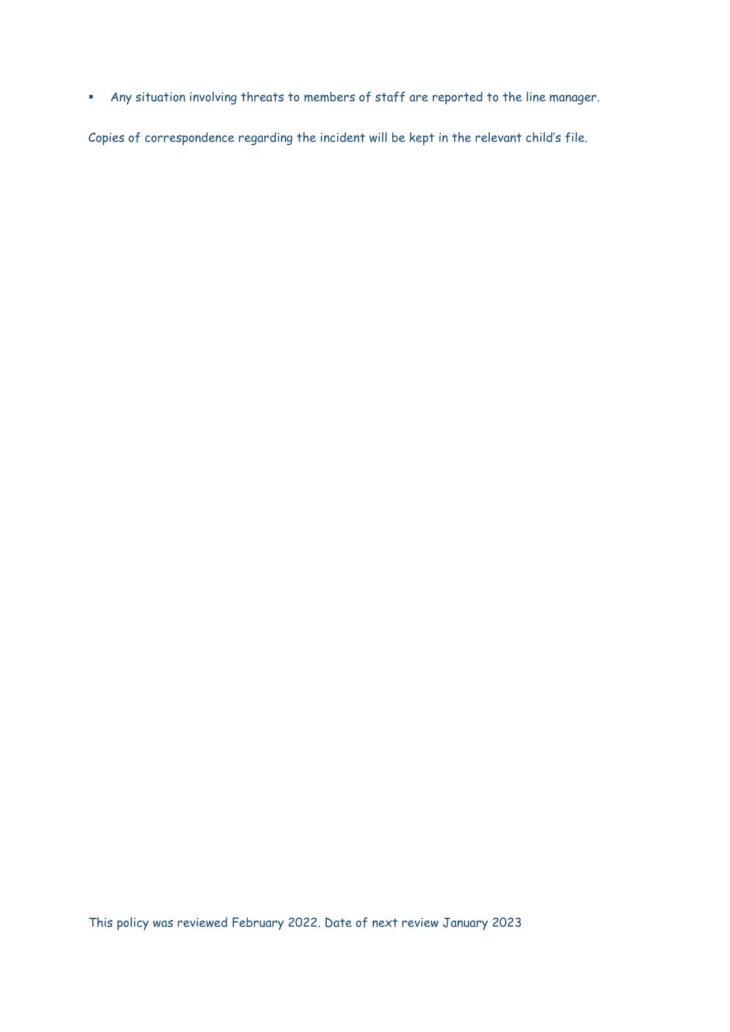- Any situation involving threats to members of staff are reported to the line manager.

Copies of correspondence regarding the incident will be kept in the relevant child's file.

This policy was reviewed February 2022. Date of next review January 2023